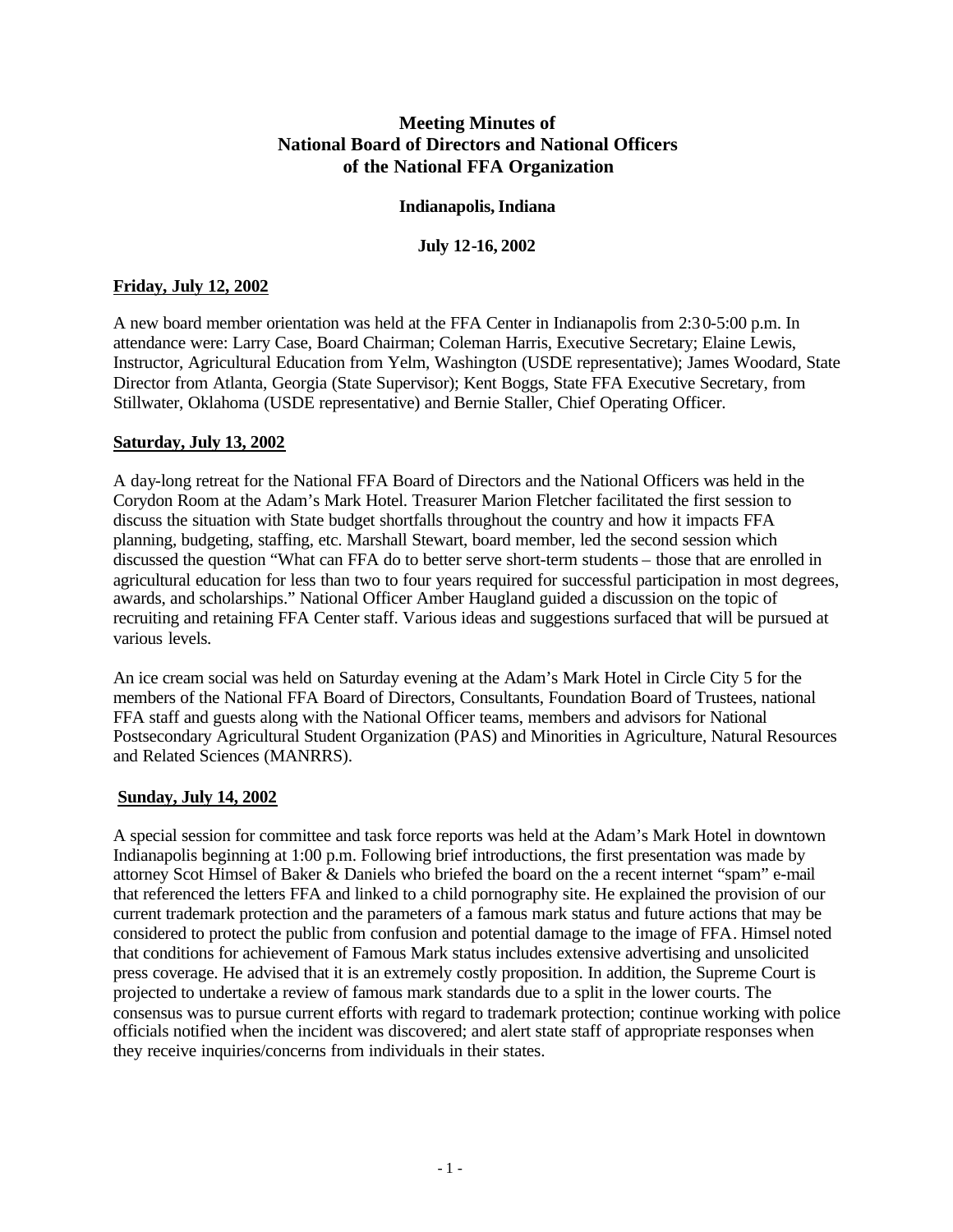# Meeting Minutes of National Board of Directors and National Officers of the National FFA Organization

**Indianapolis, Indiana**

**July 12-16, 2002**

**Friday, July 12, 2002**

A new board member orientation was held at the FFA Center in Indianapolis from 2:30-5:00 p.m. In attendance were: Larry Case, Board Chairman; Coleman Harris, Executive Secretary; Elaine Lewis, Instructor, Agricultural Education from Yelm, Washington (USDE representative); James Woodard, State Director from Atlanta, Georgia (State Supervisor); Kent Boggs, State FFA Executive Secretary, from Stillwater, Oklahoma (USDE representative) and Bernie Staller, Chief Operating Officer.

**Saturday, July 13, 2002**

A day-long retreat for the National FFA Board of Directors and the National Officers was held in the Corydon Room at the Adam's Mark Hotel. Treasurer Marion Fletcher facilitated the first session to discuss the situation with State budget shortfalls throughout the country and how it impacts FFA planning, budgeting, staffing, etc. Marshall Stewart, board member, led the second session which discussed the question "What can FFA do to better serve short-term students – those that are enrolled in agricultural education for less than two to four years required for successful participation in most degrees, awards, and scholarships." National Officer Amber Haugland guided a discussion on the topic of recruiting and retaining FFA Center staff. Various ideas and suggestions surfaced that will be pursued at various levels.

An ice cream social was held on Saturday evening at the Adam's Mark Hotel in Circle City 5 for the members of the National FFA Board of Directors, Consultants, Foundation Board of Trustees, national FFA staff and guests along with the National Officer teams, members and advisors for National Postsecondary Agricultural Student Organization (PAS) and Minorities in Agriculture, Natural Resources and Related Sciences (MANRRS).

**Sunday, July 14, 2002**

A special session for committee and task force reports was held at the Adam's Mark Hotel in downtown Indianapolis beginning at 1:00 p.m. Following brief introductions, the first presentation was made by attorney Scot Himsel of Baker & Daniels who briefed the board on the a recent internet "spam" e-mail that referenced the letters FFA and linked to a child pornography site. He explained the provision of our current trademark protection and the parameters of a famous mark status and future actions that may be considered to protect the public from confusion and potential damage to the image of FFA. Himsel noted that conditions for achievement of Famous Mark status includes extensive advertising and unsolicited press coverage. He advised that it is an extremely costly proposition. In addition, the Supreme Court is projected to undertake a review of famous mark standards due to a split in the lower courts. The consensus was to pursue current efforts with regard to trademark protection; continue working with police officials notified when the incident was discovered; and alert state staff of appropriate responses when they receive inquiries/concerns from individuals in their states.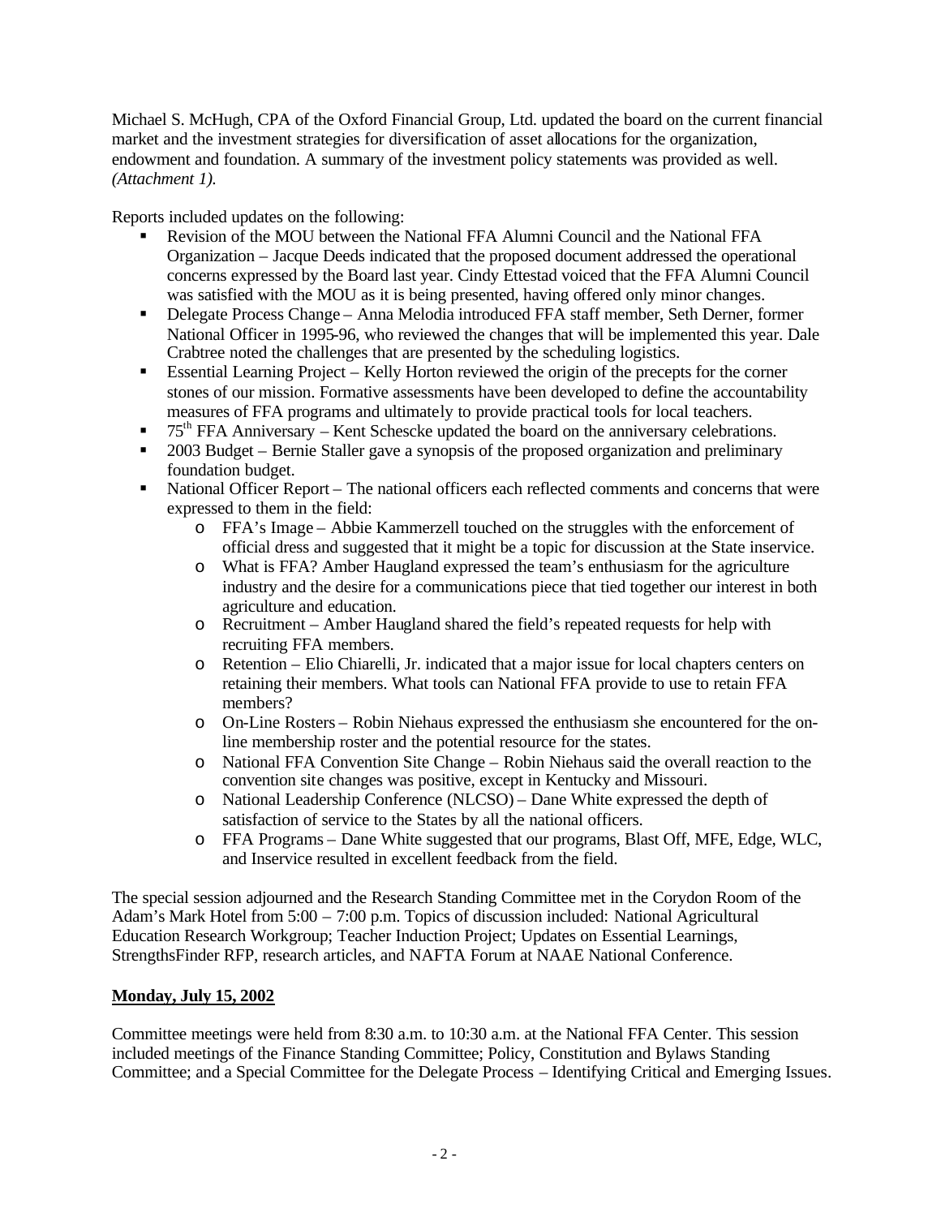Michael S. McHugh, CPA of the Oxford Financial Group, Ltd. updated the board on the current financial market and the investment strategies for diversification of asset allocations for the organization, endowment and foundation. A summary of the investment policy statements was provided as well. *(Attachment 1).*

Reports included updates on the following:

- Revision of the MOU between the National FFA Alumni Council and the National FFA Organization – Jacque Deeds indicated that the proposed document addressed the operational concerns expressed by the Board last year. Cindy Ettestad voiced that the FFA Alumni Council was satisfied with the MOU as it is being presented, having offered only minor changes.
- Delegate Process Change – Anna Melodia introduced FFA staff member, Seth Derner, former National Officer in 1995-96, who reviewed the changes that will be implemented this year. Dale Crabtree noted the challenges that are presented by the scheduling logistics.
- Essential Learning Project – Kelly Horton reviewed the origin of the precepts for the corner stones of our mission. Formative assessments have been developed to define the accountability measures of FFA programs and ultimately to provide practical tools for local teachers.
- 75th FFA Anniversary – Kent Schescke updated the board on the anniversary celebrations.
- 2003 Budget – Bernie Staller gave a synopsis of the proposed organization and preliminary foundation budget.
- National Officer Report – The national officers each reflected comments and concerns that were expressed to them in the field:
  - FFA's Image – Abbie Kammerzell touched on the struggles with the enforcement of official dress and suggested that it might be a topic for discussion at the State inservice.
  - What is FFA? Amber Haugland expressed the team's enthusiasm for the agriculture industry and the desire for a communications piece that tied together our interest in both agriculture and education.
  - Recruitment – Amber Haugland shared the field's repeated requests for help with recruiting FFA members.
  - Retention – Elio Chiarelli, Jr. indicated that a major issue for local chapters centers on retaining their members. What tools can National FFA provide to use to retain FFA members?
  - On-Line Rosters – Robin Niehaus expressed the enthusiasm she encountered for the on-line membership roster and the potential resource for the states.
  - National FFA Convention Site Change – Robin Niehaus said the overall reaction to the convention site changes was positive, except in Kentucky and Missouri.
  - National Leadership Conference (NLCSO) – Dane White expressed the depth of satisfaction of service to the States by all the national officers.
  - FFA Programs – Dane White suggested that our programs, Blast Off, MFE, Edge, WLC, and Inservice resulted in excellent feedback from the field.

The special session adjourned and the Research Standing Committee met in the Corydon Room of the Adam's Mark Hotel from 5:00 – 7:00 p.m. Topics of discussion included: National Agricultural Education Research Workgroup; Teacher Induction Project; Updates on Essential Learnings, StrengthsFinder RFP, research articles, and NAFTA Forum at NAAE National Conference.

**Monday, July 15, 2002**

Committee meetings were held from 8:30 a.m. to 10:30 a.m. at the National FFA Center. This session included meetings of the Finance Standing Committee; Policy, Constitution and Bylaws Standing Committee; and a Special Committee for the Delegate Process – Identifying Critical and Emerging Issues.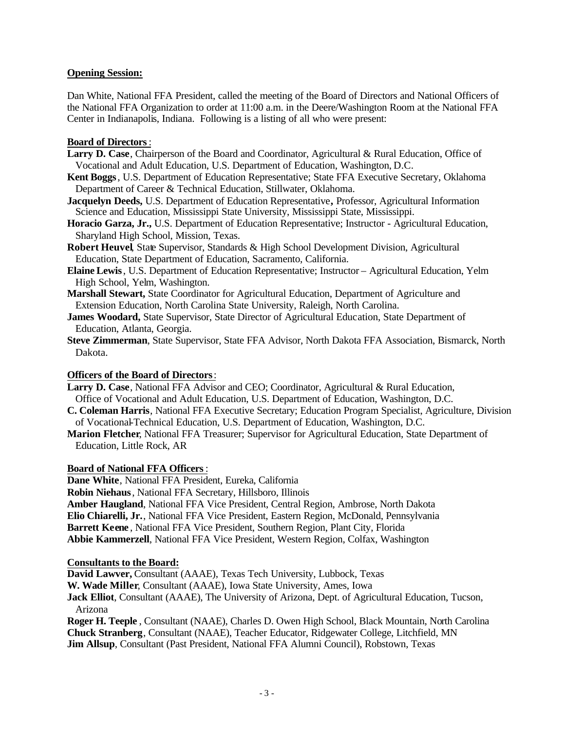**Opening Session:**

Dan White, National FFA President, called the meeting of the Board of Directors and National Officers of the National FFA Organization to order at 11:00 a.m. in the Deere/Washington Room at the National FFA Center in Indianapolis, Indiana. Following is a listing of all who were present:

**Board of Directors**:

**Larry D. Case**, Chairperson of the Board and Coordinator, Agricultural & Rural Education, Office of Vocational and Adult Education, U.S. Department of Education, Washington, D.C.

**Kent Boggs**, U.S. Department of Education Representative; State FFA Executive Secretary, Oklahoma Department of Career & Technical Education, Stillwater, Oklahoma.

**Jacquelyn Deeds,** U.S. Department of Education Representative**,** Professor, Agricultural Information Science and Education, Mississippi State University, Mississippi State, Mississippi.

**Horacio Garza, Jr.,** U.S. Department of Education Representative; Instructor - Agricultural Education, Sharyland High School, Mission, Texas.

**Robert Heuvel**, State Supervisor, Standards & High School Development Division, Agricultural Education, State Department of Education, Sacramento, California.

**Elaine Lewis**, U.S. Department of Education Representative; Instructor – Agricultural Education, Yelm High School, Yelm, Washington.

**Marshall Stewart,** State Coordinator for Agricultural Education, Department of Agriculture and Extension Education, North Carolina State University, Raleigh, North Carolina.

**James Woodard,** State Supervisor, State Director of Agricultural Education, State Department of Education, Atlanta, Georgia.

**Steve Zimmerman**, State Supervisor, State FFA Advisor, North Dakota FFA Association, Bismarck, North Dakota.

**Officers of the Board of Directors**:

**Larry D. Case**, National FFA Advisor and CEO; Coordinator, Agricultural & Rural Education, Office of Vocational and Adult Education, U.S. Department of Education, Washington, D.C.

**C. Coleman Harris**, National FFA Executive Secretary; Education Program Specialist, Agriculture, Division of Vocational-Technical Education, U.S. Department of Education, Washington, D.C.

**Marion Fletcher**, National FFA Treasurer; Supervisor for Agricultural Education, State Department of Education, Little Rock, AR

**Board of National FFA Officers**:

**Dane White**, National FFA President, Eureka, California
**Robin Niehaus**, National FFA Secretary, Hillsboro, Illinois
**Amber Haugland**, National FFA Vice President, Central Region, Ambrose, North Dakota
**Elio Chiarelli, Jr.**, National FFA Vice President, Eastern Region, McDonald, Pennsylvania
**Barrett Keene**, National FFA Vice President, Southern Region, Plant City, Florida
**Abbie Kammerzell**, National FFA Vice President, Western Region, Colfax, Washington

**Consultants to the Board:**

**David Lawver,** Consultant (AAAE), Texas Tech University, Lubbock, Texas
**W. Wade Miller**, Consultant (AAAE), Iowa State University, Ames, Iowa
**Jack Elliot**, Consultant (AAAE), The University of Arizona, Dept. of Agricultural Education, Tucson, Arizona
**Roger H. Teeple**, Consultant (NAAE), Charles D. Owen High School, Black Mountain, North Carolina
**Chuck Stranberg**, Consultant (NAAE), Teacher Educator, Ridgewater College, Litchfield, MN
**Jim Allsup**, Consultant (Past President, National FFA Alumni Council), Robstown, Texas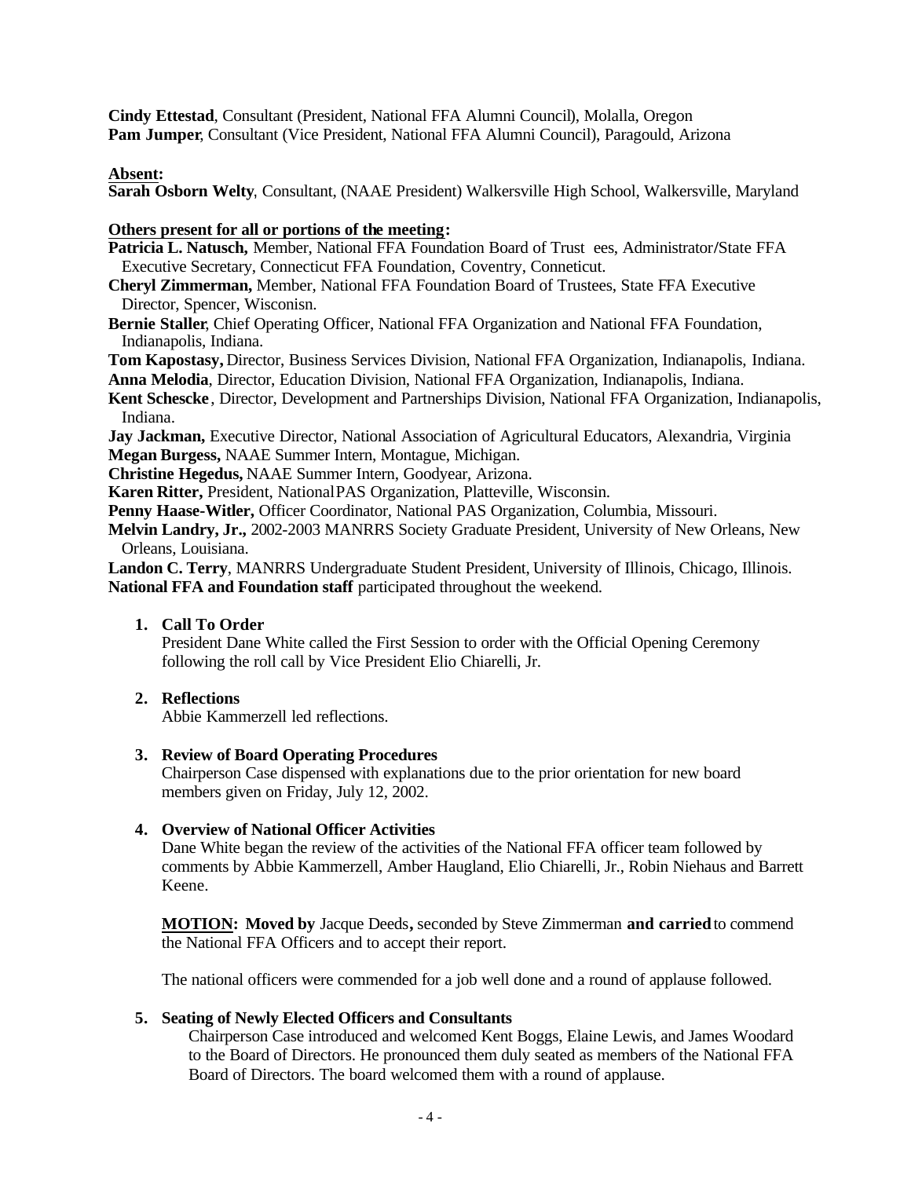**Cindy Ettestad**, Consultant (President, National FFA Alumni Council), Molalla, Oregon
**Pam Jumper**, Consultant (Vice President, National FFA Alumni Council), Paragould, Arizona

**Absent:**
**Sarah Osborn Welty**, Consultant, (NAAE President) Walkersville High School, Walkersville, Maryland

**Others present for all or portions of the meeting:**
**Patricia L. Natusch,** Member, National FFA Foundation Board of Trust ees, Administrator/State FFA Executive Secretary, Connecticut FFA Foundation, Coventry, Conneticut.
**Cheryl Zimmerman,** Member, National FFA Foundation Board of Trustees, State FFA Executive Director, Spencer, Wisconisn.
**Bernie Staller**, Chief Operating Officer, National FFA Organization and National FFA Foundation, Indianapolis, Indiana.
**Tom Kapostasy,** Director, Business Services Division, National FFA Organization, Indianapolis, Indiana.
**Anna Melodia**, Director, Education Division, National FFA Organization, Indianapolis, Indiana.
**Kent Schescke**, Director, Development and Partnerships Division, National FFA Organization, Indianapolis, Indiana.
**Jay Jackman,** Executive Director, National Association of Agricultural Educators, Alexandria, Virginia
**Megan Burgess,** NAAE Summer Intern, Montague, Michigan.
**Christine Hegedus,** NAAE Summer Intern, Goodyear, Arizona.
**Karen Ritter,** President, National PAS Organization, Platteville, Wisconsin.
**Penny Haase-Witler,** Officer Coordinator, National PAS Organization, Columbia, Missouri.
**Melvin Landry, Jr.,** 2002-2003 MANRRS Society Graduate President, University of New Orleans, New Orleans, Louisiana.
**Landon C. Terry**, MANRRS Undergraduate Student President, University of Illinois, Chicago, Illinois.
**National FFA and Foundation staff** participated throughout the weekend.

1. **Call To Order**
   President Dane White called the First Session to order with the Official Opening Ceremony following the roll call by Vice President Elio Chiarelli, Jr.

2. **Reflections**
   Abbie Kammerzell led reflections.

3. **Review of Board Operating Procedures**
   Chairperson Case dispensed with explanations due to the prior orientation for new board members given on Friday, July 12, 2002.

4. **Overview of National Officer Activities**
   Dane White began the review of the activities of the National FFA officer team followed by comments by Abbie Kammerzell, Amber Haugland, Elio Chiarelli, Jr., Robin Niehaus and Barrett Keene.

   **MOTION: Moved by** Jacque Deeds**,** seconded by Steve Zimmerman **and carried** to commend the National FFA Officers and to accept their report.

   The national officers were commended for a job well done and a round of applause followed.

5. **Seating of Newly Elected Officers and Consultants**
   Chairperson Case introduced and welcomed Kent Boggs, Elaine Lewis, and James Woodard to the Board of Directors. He pronounced them duly seated as members of the National FFA Board of Directors. The board welcomed them with a round of applause.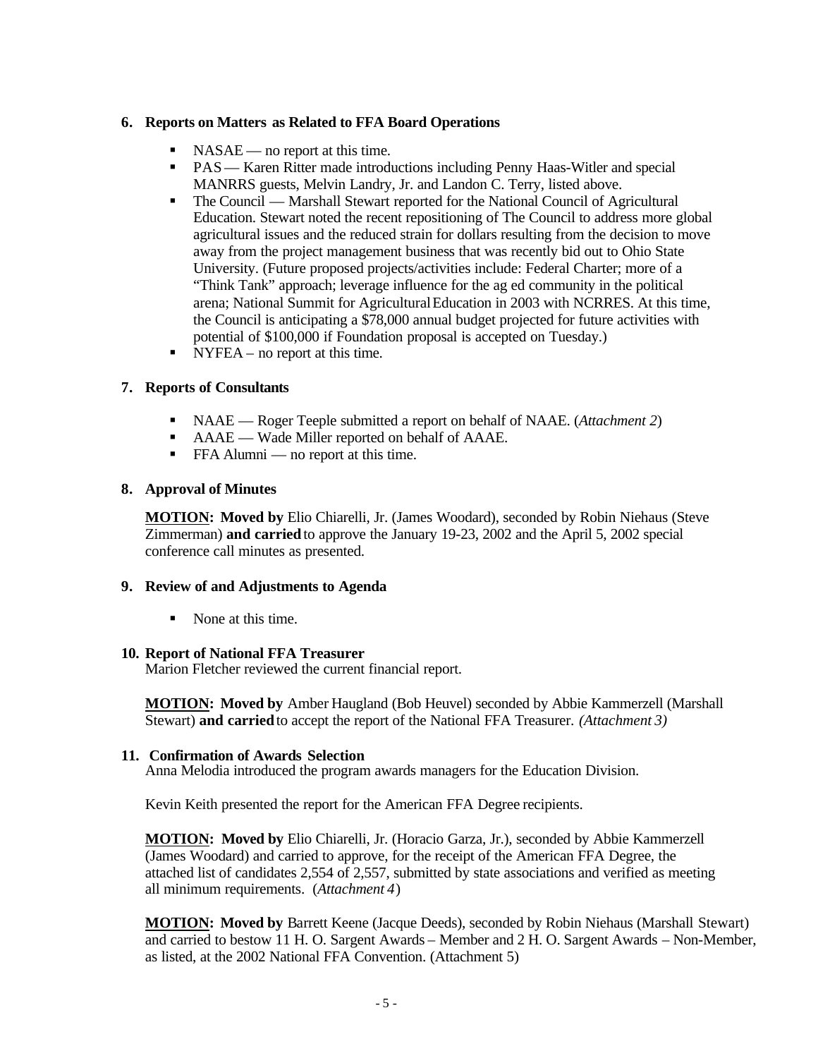## 6. Reports on Matters as Related to FFA Board Operations

- NASAE — no report at this time.
- PAS — Karen Ritter made introductions including Penny Haas-Witler and special MANRRS guests, Melvin Landry, Jr. and Landon C. Terry, listed above.
- The Council — Marshall Stewart reported for the National Council of Agricultural Education. Stewart noted the recent repositioning of The Council to address more global agricultural issues and the reduced strain for dollars resulting from the decision to move away from the project management business that was recently bid out to Ohio State University. (Future proposed projects/activities include: Federal Charter; more of a "Think Tank" approach; leverage influence for the ag ed community in the political arena; National Summit for Agricultural Education in 2003 with NCRRES. At this time, the Council is anticipating a $78,000 annual budget projected for future activities with potential of $100,000 if Foundation proposal is accepted on Tuesday.)
- NYFEA – no report at this time.

## 7. Reports of Consultants

- NAAE — Roger Teeple submitted a report on behalf of NAAE. (*Attachment 2*)
- AAAE — Wade Miller reported on behalf of AAAE.
- FFA Alumni — no report at this time.

## 8. Approval of Minutes

**MOTION: Moved by** Elio Chiarelli, Jr. (James Woodard), seconded by Robin Niehaus (Steve Zimmerman) **and carried** to approve the January 19-23, 2002 and the April 5, 2002 special conference call minutes as presented.

## 9. Review of and Adjustments to Agenda

- None at this time.

## 10. Report of National FFA Treasurer

Marion Fletcher reviewed the current financial report.

**MOTION: Moved by** Amber Haugland (Bob Heuvel) seconded by Abbie Kammerzell (Marshall Stewart) **and carried** to accept the report of the National FFA Treasurer. *(Attachment 3)*

## 11. Confirmation of Awards Selection

Anna Melodia introduced the program awards managers for the Education Division.

Kevin Keith presented the report for the American FFA Degree recipients.

**MOTION: Moved by** Elio Chiarelli, Jr. (Horacio Garza, Jr.), seconded by Abbie Kammerzell (James Woodard) and carried to approve, for the receipt of the American FFA Degree, the attached list of candidates 2,554 of 2,557, submitted by state associations and verified as meeting all minimum requirements. (*Attachment 4*)

**MOTION: Moved by** Barrett Keene (Jacque Deeds), seconded by Robin Niehaus (Marshall Stewart) and carried to bestow 11 H. O. Sargent Awards – Member and 2 H. O. Sargent Awards – Non-Member, as listed, at the 2002 National FFA Convention. (Attachment 5)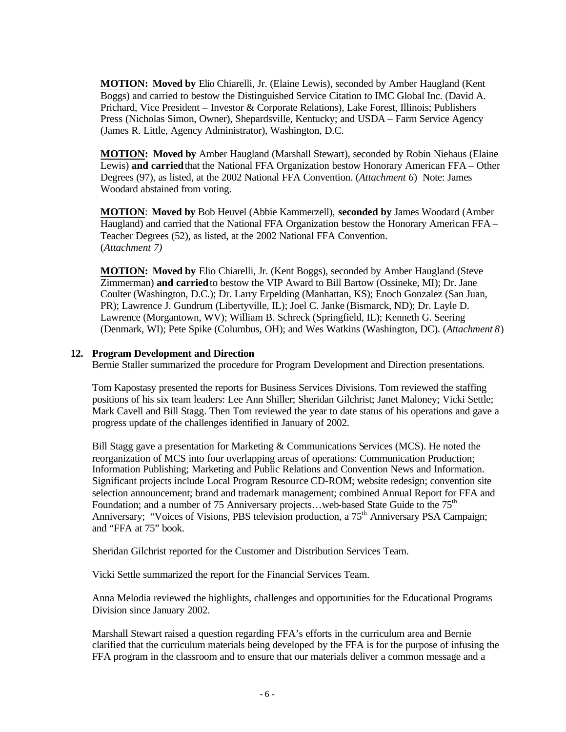**MOTION: Moved by** Elio Chiarelli, Jr. (Elaine Lewis), seconded by Amber Haugland (Kent Boggs) and carried to bestow the Distinguished Service Citation to IMC Global Inc. (David A. Prichard, Vice President – Investor & Corporate Relations), Lake Forest, Illinois; Publishers Press (Nicholas Simon, Owner), Shepardsville, Kentucky; and USDA – Farm Service Agency (James R. Little, Agency Administrator), Washington, D.C.

**MOTION: Moved by** Amber Haugland (Marshall Stewart), seconded by Robin Niehaus (Elaine Lewis) **and carried** that the National FFA Organization bestow Honorary American FFA – Other Degrees (97), as listed, at the 2002 National FFA Convention. (*Attachment 6*) Note: James Woodard abstained from voting.

**MOTION**: **Moved by** Bob Heuvel (Abbie Kammerzell), **seconded by** James Woodard (Amber Haugland) and carried that the National FFA Organization bestow the Honorary American FFA – Teacher Degrees (52), as listed, at the 2002 National FFA Convention. (*Attachment 7)*

**MOTION: Moved by** Elio Chiarelli, Jr. (Kent Boggs), seconded by Amber Haugland (Steve Zimmerman) **and carried** to bestow the VIP Award to Bill Bartow (Ossineke, MI); Dr. Jane Coulter (Washington, D.C.); Dr. Larry Erpelding (Manhattan, KS); Enoch Gonzalez (San Juan, PR); Lawrence J. Gundrum (Libertyville, IL); Joel C. Janke (Bismarck, ND); Dr. Layle D. Lawrence (Morgantown, WV); William B. Schreck (Springfield, IL); Kenneth G. Seering (Denmark, WI); Pete Spike (Columbus, OH); and Wes Watkins (Washington, DC). (*Attachment 8*)

**12. Program Development and Direction**

Bernie Staller summarized the procedure for Program Development and Direction presentations.

Tom Kapostasy presented the reports for Business Services Divisions. Tom reviewed the staffing positions of his six team leaders: Lee Ann Shiller; Sheridan Gilchrist; Janet Maloney; Vicki Settle; Mark Cavell and Bill Stagg. Then Tom reviewed the year to date status of his operations and gave a progress update of the challenges identified in January of 2002.

Bill Stagg gave a presentation for Marketing & Communications Services (MCS). He noted the reorganization of MCS into four overlapping areas of operations: Communication Production; Information Publishing; Marketing and Public Relations and Convention News and Information. Significant projects include Local Program Resource CD-ROM; website redesign; convention site selection announcement; brand and trademark management; combined Annual Report for FFA and Foundation; and a number of 75 Anniversary projects…web-based State Guide to the 75th Anniversary; "Voices of Visions, PBS television production, a 75th Anniversary PSA Campaign; and "FFA at 75" book.

Sheridan Gilchrist reported for the Customer and Distribution Services Team.

Vicki Settle summarized the report for the Financial Services Team.

Anna Melodia reviewed the highlights, challenges and opportunities for the Educational Programs Division since January 2002.

Marshall Stewart raised a question regarding FFA's efforts in the curriculum area and Bernie clarified that the curriculum materials being developed by the FFA is for the purpose of infusing the FFA program in the classroom and to ensure that our materials deliver a common message and a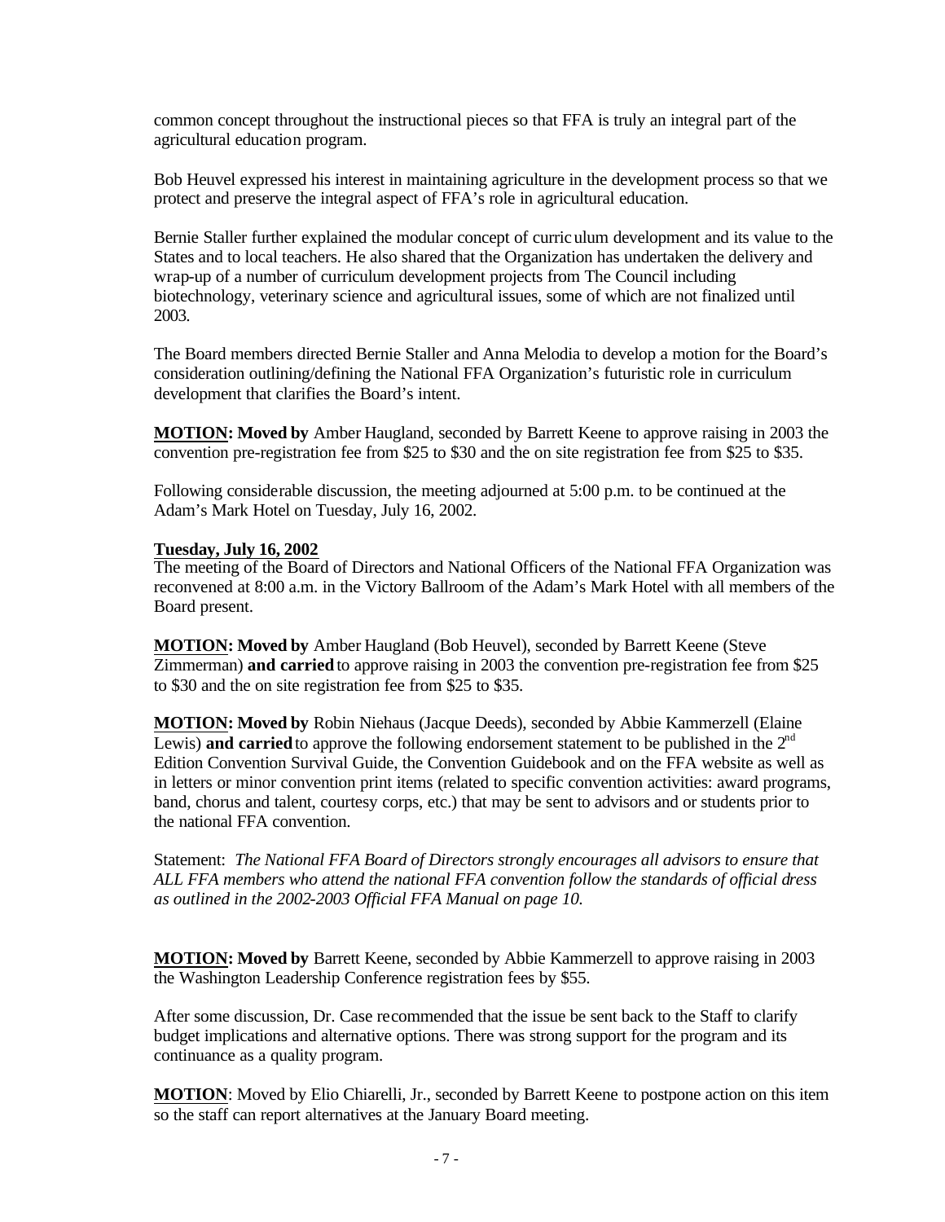common concept throughout the instructional pieces so that FFA is truly an integral part of the agricultural education program.

Bob Heuvel expressed his interest in maintaining agriculture in the development process so that we protect and preserve the integral aspect of FFA's role in agricultural education.

Bernie Staller further explained the modular concept of curriculum development and its value to the States and to local teachers. He also shared that the Organization has undertaken the delivery and wrap-up of a number of curriculum development projects from The Council including biotechnology, veterinary science and agricultural issues, some of which are not finalized until 2003.

The Board members directed Bernie Staller and Anna Melodia to develop a motion for the Board's consideration outlining/defining the National FFA Organization's futuristic role in curriculum development that clarifies the Board's intent.

**MOTION: Moved by** Amber Haugland, seconded by Barrett Keene to approve raising in 2003 the convention pre-registration fee from $25 to $30 and the on site registration fee from $25 to $35.

Following considerable discussion, the meeting adjourned at 5:00 p.m. to be continued at the Adam's Mark Hotel on Tuesday, July 16, 2002.

**Tuesday, July 16, 2002**

The meeting of the Board of Directors and National Officers of the National FFA Organization was reconvened at 8:00 a.m. in the Victory Ballroom of the Adam's Mark Hotel with all members of the Board present.

**MOTION: Moved by** Amber Haugland (Bob Heuvel), seconded by Barrett Keene (Steve Zimmerman) **and carried** to approve raising in 2003 the convention pre-registration fee from $25 to $30 and the on site registration fee from $25 to $35.

**MOTION: Moved by** Robin Niehaus (Jacque Deeds), seconded by Abbie Kammerzell (Elaine Lewis) **and carried** to approve the following endorsement statement to be published in the 2nd Edition Convention Survival Guide, the Convention Guidebook and on the FFA website as well as in letters or minor convention print items (related to specific convention activities: award programs, band, chorus and talent, courtesy corps, etc.) that may be sent to advisors and or students prior to the national FFA convention.

Statement: *The National FFA Board of Directors strongly encourages all advisors to ensure that ALL FFA members who attend the national FFA convention follow the standards of official dress as outlined in the 2002-2003 Official FFA Manual on page 10.*

**MOTION: Moved by** Barrett Keene, seconded by Abbie Kammerzell to approve raising in 2003 the Washington Leadership Conference registration fees by $55.

After some discussion, Dr. Case recommended that the issue be sent back to the Staff to clarify budget implications and alternative options. There was strong support for the program and its continuance as a quality program.

**MOTION**: Moved by Elio Chiarelli, Jr., seconded by Barrett Keene to postpone action on this item so the staff can report alternatives at the January Board meeting.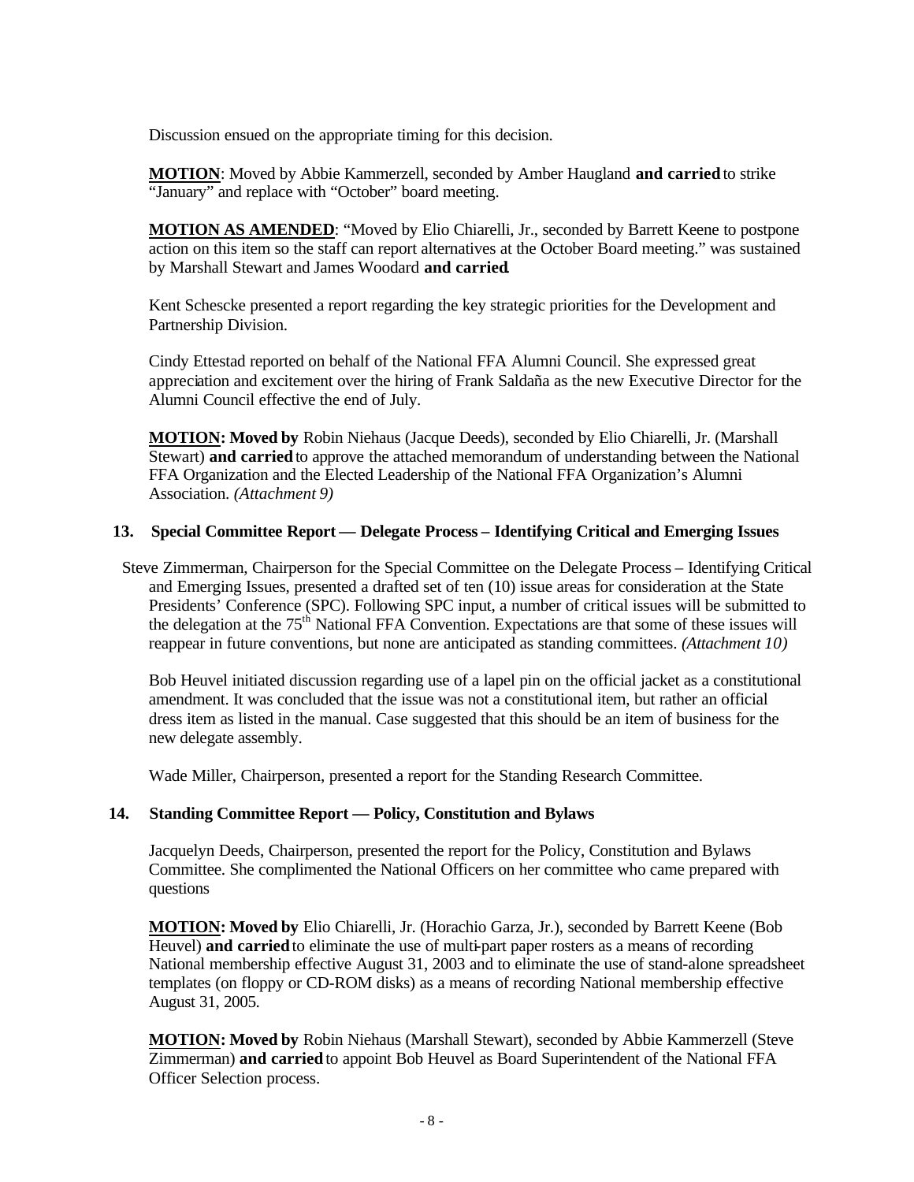Discussion ensued on the appropriate timing for this decision.

**MOTION**: Moved by Abbie Kammerzell, seconded by Amber Haugland **and carried** to strike "January" and replace with "October" board meeting.

**MOTION AS AMENDED**: "Moved by Elio Chiarelli, Jr., seconded by Barrett Keene to postpone action on this item so the staff can report alternatives at the October Board meeting." was sustained by Marshall Stewart and James Woodard **and carried**.

Kent Schescke presented a report regarding the key strategic priorities for the Development and Partnership Division.

Cindy Ettestad reported on behalf of the National FFA Alumni Council. She expressed great appreciation and excitement over the hiring of Frank Saldaña as the new Executive Director for the Alumni Council effective the end of July.

**MOTION: Moved by** Robin Niehaus (Jacque Deeds), seconded by Elio Chiarelli, Jr. (Marshall Stewart) **and carried** to approve the attached memorandum of understanding between the National FFA Organization and the Elected Leadership of the National FFA Organization's Alumni Association. *(Attachment 9)*

## 13. Special Committee Report — Delegate Process – Identifying Critical and Emerging Issues

Steve Zimmerman, Chairperson for the Special Committee on the Delegate Process – Identifying Critical and Emerging Issues, presented a drafted set of ten (10) issue areas for consideration at the State Presidents' Conference (SPC). Following SPC input, a number of critical issues will be submitted to the delegation at the 75th National FFA Convention. Expectations are that some of these issues will reappear in future conventions, but none are anticipated as standing committees. *(Attachment 10)*

Bob Heuvel initiated discussion regarding use of a lapel pin on the official jacket as a constitutional amendment. It was concluded that the issue was not a constitutional item, but rather an official dress item as listed in the manual. Case suggested that this should be an item of business for the new delegate assembly.

Wade Miller, Chairperson, presented a report for the Standing Research Committee.

## 14. Standing Committee Report — Policy, Constitution and Bylaws

Jacquelyn Deeds, Chairperson, presented the report for the Policy, Constitution and Bylaws Committee. She complimented the National Officers on her committee who came prepared with questions

**MOTION: Moved by** Elio Chiarelli, Jr. (Horachio Garza, Jr.), seconded by Barrett Keene (Bob Heuvel) **and carried** to eliminate the use of multi-part paper rosters as a means of recording National membership effective August 31, 2003 and to eliminate the use of stand-alone spreadsheet templates (on floppy or CD-ROM disks) as a means of recording National membership effective August 31, 2005.

**MOTION: Moved by** Robin Niehaus (Marshall Stewart), seconded by Abbie Kammerzell (Steve Zimmerman) **and carried** to appoint Bob Heuvel as Board Superintendent of the National FFA Officer Selection process.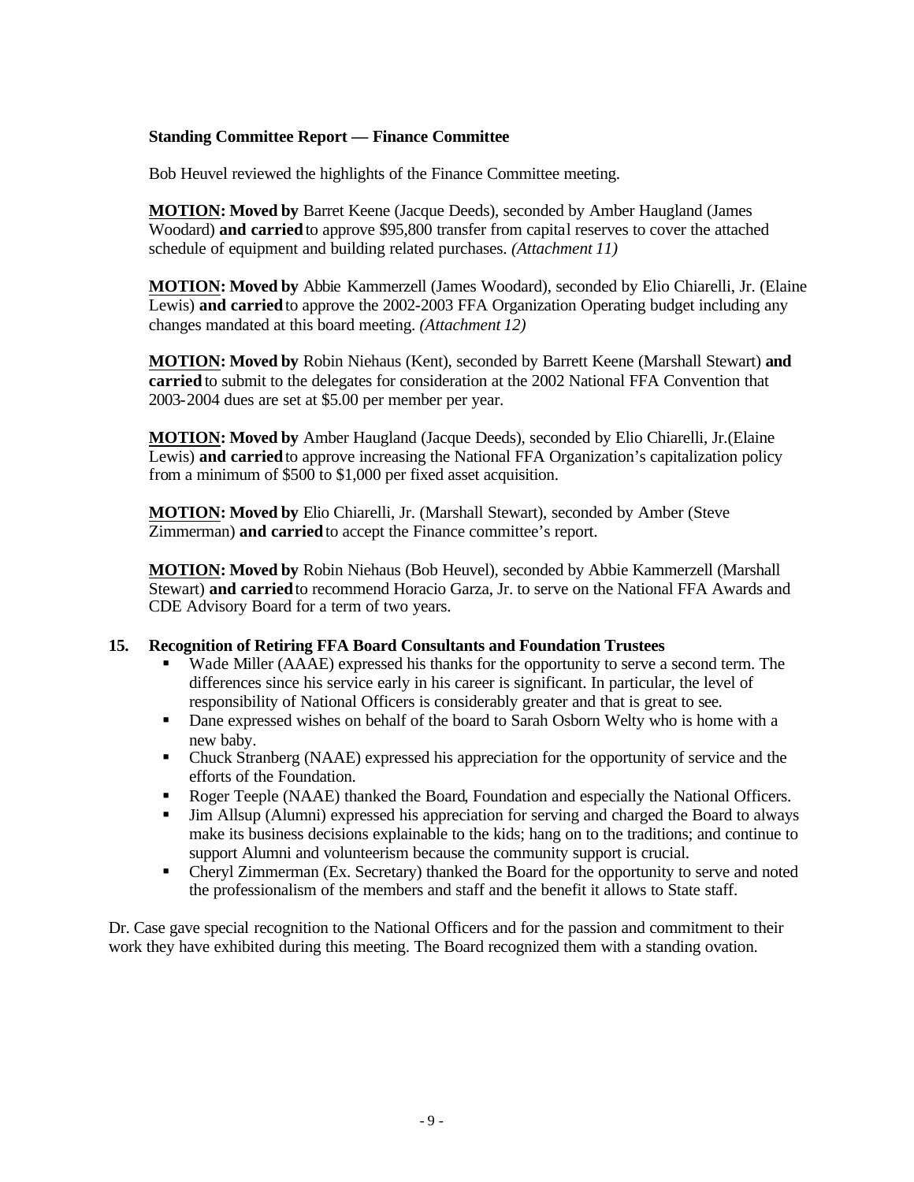**Standing Committee Report — Finance Committee**

Bob Heuvel reviewed the highlights of the Finance Committee meeting.

**MOTION: Moved by** Barret Keene (Jacque Deeds), seconded by Amber Haugland (James Woodard) **and carried** to approve $95,800 transfer from capital reserves to cover the attached schedule of equipment and building related purchases. *(Attachment 11)*

**MOTION: Moved by** Abbie Kammerzell (James Woodard), seconded by Elio Chiarelli, Jr. (Elaine Lewis) **and carried** to approve the 2002-2003 FFA Organization Operating budget including any changes mandated at this board meeting. *(Attachment 12)*

**MOTION: Moved by** Robin Niehaus (Kent), seconded by Barrett Keene (Marshall Stewart) **and carried** to submit to the delegates for consideration at the 2002 National FFA Convention that 2003-2004 dues are set at $5.00 per member per year.

**MOTION: Moved by** Amber Haugland (Jacque Deeds), seconded by Elio Chiarelli, Jr.(Elaine Lewis) **and carried** to approve increasing the National FFA Organization's capitalization policy from a minimum of $500 to $1,000 per fixed asset acquisition.

**MOTION: Moved by** Elio Chiarelli, Jr. (Marshall Stewart), seconded by Amber (Steve Zimmerman) **and carried** to accept the Finance committee's report.

**MOTION: Moved by** Robin Niehaus (Bob Heuvel), seconded by Abbie Kammerzell (Marshall Stewart) **and carried** to recommend Horacio Garza, Jr. to serve on the National FFA Awards and CDE Advisory Board for a term of two years.

**15. Recognition of Retiring FFA Board Consultants and Foundation Trustees**

- Wade Miller (AAAE) expressed his thanks for the opportunity to serve a second term. The differences since his service early in his career is significant. In particular, the level of responsibility of National Officers is considerably greater and that is great to see.
- Dane expressed wishes on behalf of the board to Sarah Osborn Welty who is home with a new baby.
- Chuck Stranberg (NAAE) expressed his appreciation for the opportunity of service and the efforts of the Foundation.
- Roger Teeple (NAAE) thanked the Board, Foundation and especially the National Officers.
- Jim Allsup (Alumni) expressed his appreciation for serving and charged the Board to always make its business decisions explainable to the kids; hang on to the traditions; and continue to support Alumni and volunteerism because the community support is crucial.
- Cheryl Zimmerman (Ex. Secretary) thanked the Board for the opportunity to serve and noted the professionalism of the members and staff and the benefit it allows to State staff.

Dr. Case gave special recognition to the National Officers and for the passion and commitment to their work they have exhibited during this meeting. The Board recognized them with a standing ovation.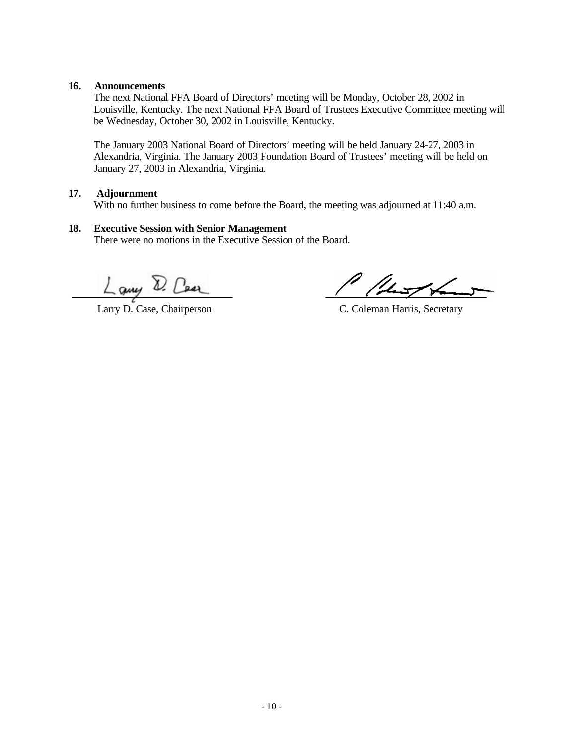**16. Announcements**

The next National FFA Board of Directors' meeting will be Monday, October 28, 2002 in Louisville, Kentucky. The next National FFA Board of Trustees Executive Committee meeting will be Wednesday, October 30, 2002 in Louisville, Kentucky.

The January 2003 National Board of Directors' meeting will be held January 24-27, 2003 in Alexandria, Virginia. The January 2003 Foundation Board of Trustees' meeting will be held on January 27, 2003 in Alexandria, Virginia.

**17. Adjournment**

With no further business to come before the Board, the meeting was adjourned at 11:40 a.m.

**18. Executive Session with Senior Management**

There were no motions in the Executive Session of the Board.

Larry D. Case, Chairperson

C. Coleman Harris, Secretary